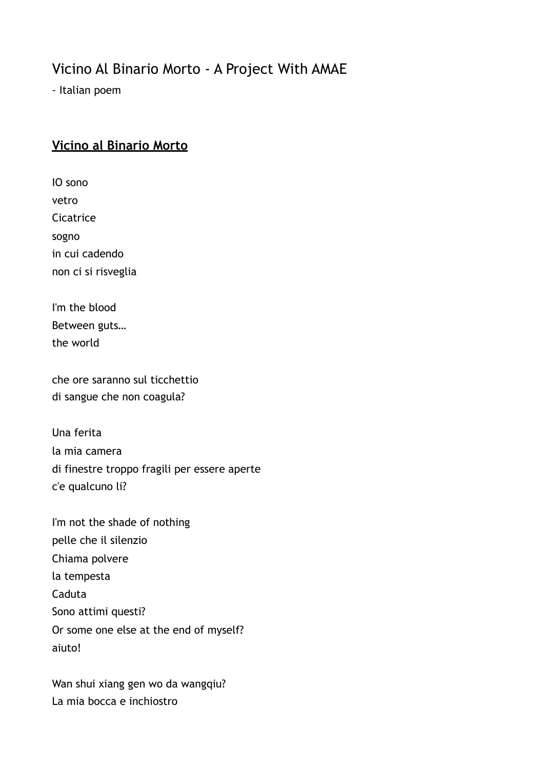# Vicino Al Binario Morto - A Project With AMAE

- Italian poem

## **Vicino al Binario Morto**

IO sono
vetro
Cicatrice
sogno
in cui cadendo
non ci si risveglia

I'm the blood
Between guts…
the world

che ore saranno sul ticchettio
di sangue che non coagula?

Una ferita
la mia camera
di finestre troppo fragili per essere aperte
c'e qualcuno li?

I'm not the shade of nothing
pelle che il silenzio
Chiama polvere
la tempesta
Caduta
Sono attimi questi?
Or some one else at the end of myself?
aiuto!

Wan shui xiang gen wo da wangqiu?
La mia bocca e inchiostro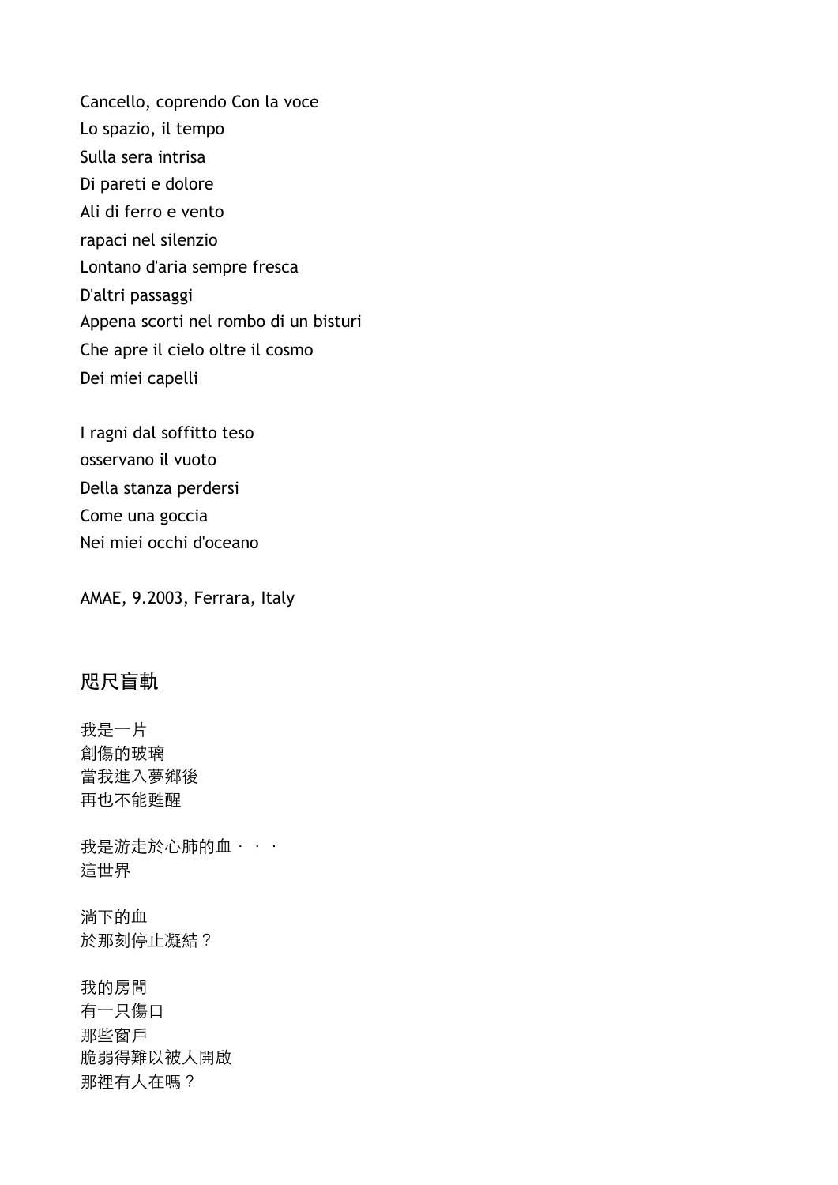Cancello, coprendo Con la voce  
Lo spazio, il tempo  
Sulla sera intrisa  
Di pareti e dolore  
Ali di ferro e vento  
rapaci nel silenzio  
Lontano d'aria sempre fresca  
D'altri passaggi  
Appena scorti nel rombo di un bisturi  
Che apre il cielo oltre il cosmo  
Dei miei capelli

I ragni dal soffitto teso  
osservano il vuoto  
Della stanza perdersi  
Come una goccia  
Nei miei occhi d'oceano

AMAE, 9.2003, Ferrara, Italy

## 咫尺盲軌

我是一片  
創傷的玻璃  
當我進入夢鄉後  
再也不能甦醒

我是游走於心肺的血．．．  
這世界

淌下的血  
於那刻停止凝結？

我的房間  
有一只傷口  
那些窗戶  
脆弱得難以被人開啟  
那裡有人在嗎？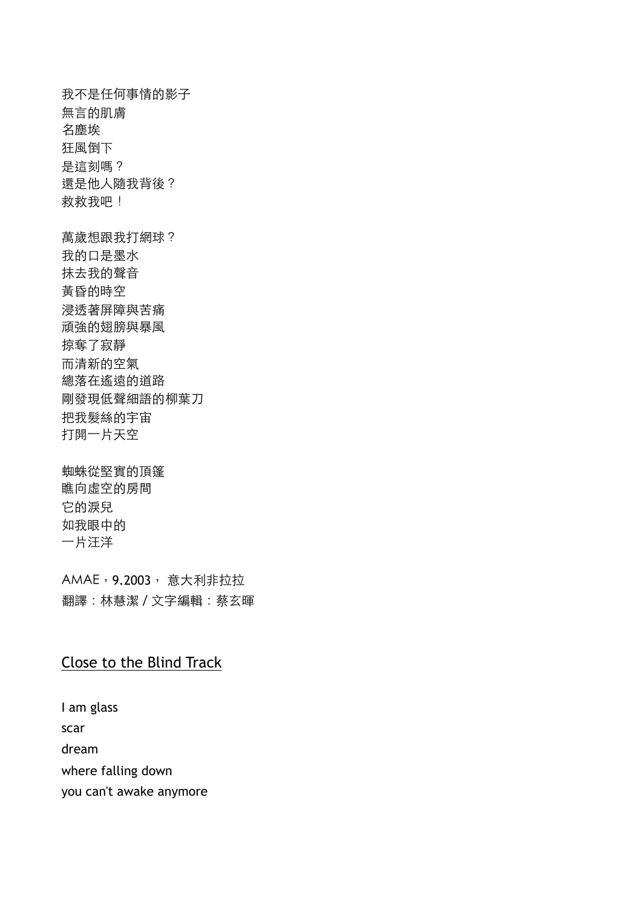我不是任何事情的影子
無言的肌膚
名塵埃
狂風倒下
是這刻嗎？
還是他人隨我背後？
救救我吧！

萬歲想跟我打網球？
我的口是墨水
抹去我的聲音
黃昏的時空
浸透著屏障與苦痛
頑強的翅膀與暴風
掠奪了寂靜
而清新的空氣
總落在遙遠的道路
剛發現低聲細語的柳葉刀
把我髮絲的宇宙
打開一片天空

蜘蛛從堅實的頂篷
瞧向虛空的房間
它的淚兒
如我眼中的
一片汪洋

AMAE，9.2003， 意大利非拉拉
翻譯：林慧潔 / 文字編輯：蔡玄暉

## Close to the Blind Track

I am glass
scar
dream
where falling down
you can't awake anymore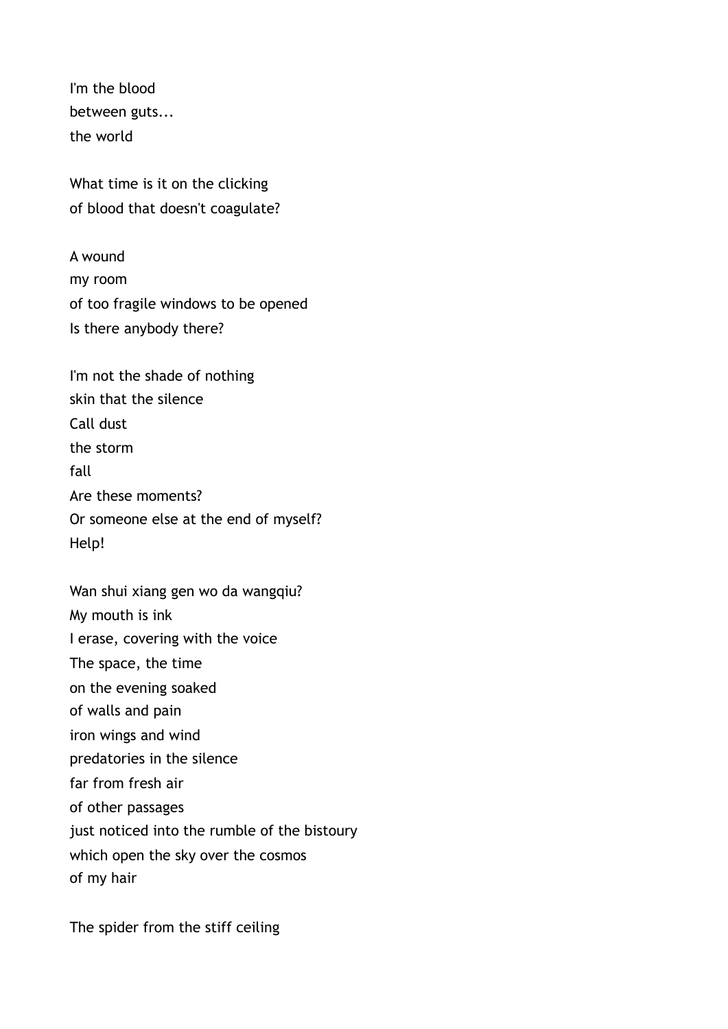I'm the blood  
between guts...  
the world

What time is it on the clicking  
of blood that doesn't coagulate?

A wound  
my room  
of too fragile windows to be opened  
Is there anybody there?

I'm not the shade of nothing  
skin that the silence  
Call dust  
the storm  
fall  
Are these moments?  
Or someone else at the end of myself?  
Help!

Wan shui xiang gen wo da wangqiu?  
My mouth is ink  
I erase, covering with the voice  
The space, the time  
on the evening soaked  
of walls and pain  
iron wings and wind  
predatories in the silence  
far from fresh air  
of other passages  
just noticed into the rumble of the bistoury  
which open the sky over the cosmos  
of my hair

The spider from the stiff ceiling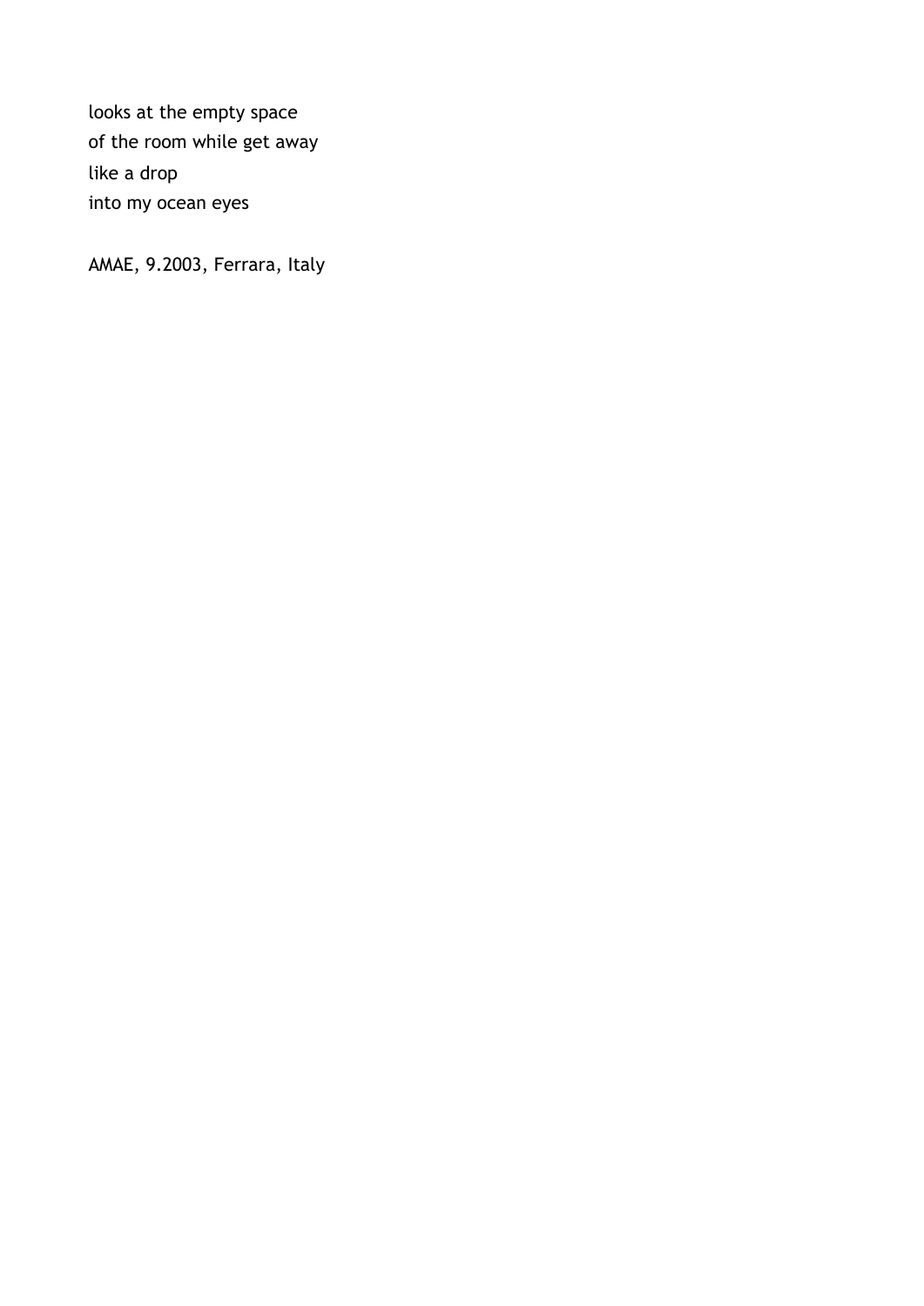looks at the empty space
of the room while get away
like a drop
into my ocean eyes

AMAE, 9.2003, Ferrara, Italy